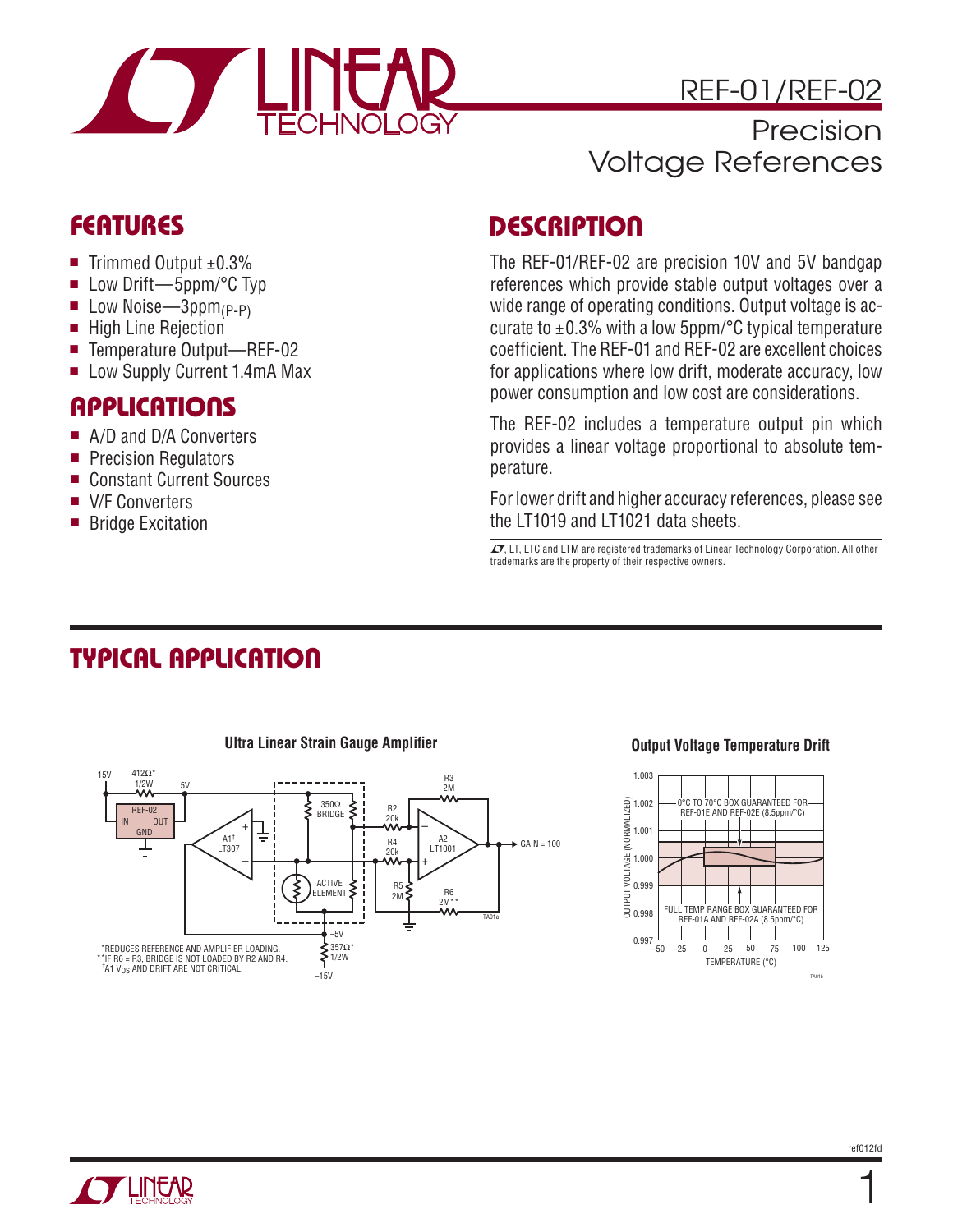# REF-01/REF-02

## Precision Voltage References

## FEATURES

- Trimmed Output ±0.3%
- Low Drift—5ppm/°C Typ
- Low Noise—$3ppm_{(P-P)}$
- High Line Rejection
- Temperature Output—REF-02
- Low Supply Current 1.4mA Max

## APPLICATIONS

- A/D and D/A Converters
- Precision Regulators
- Constant Current Sources
- V/F Converters
- Bridge Excitation

## DESCRIPTION

The REF-01/REF-02 are precision 10V and 5V bandgap references which provide stable output voltages over a wide range of operating conditions. Output voltage is accurate to ±0.3% with a low 5ppm/°C typical temperature coefficient. The REF-01 and REF-02 are excellent choices for applications where low drift, moderate accuracy, low power consumption and low cost are considerations.

The REF-02 includes a temperature output pin which provides a linear voltage proportional to absolute temperature.

For lower drift and higher accuracy references, please see the LT1019 and LT1021 data sheets.

LT, LTC and LTM are registered trademarks of Linear Technology Corporation. All other trademarks are the property of their respective owners.

## TYPICAL APPLICATION

**Ultra Linear Strain Gauge Amplifier**

*REDUCES REFERENCE AND AMPLIFIER LOADING.
**IF R6 = R3, BRIDGE IS NOT LOADED BY R2 AND R4.
†A1 $V_{OS}$ AND DRIFT ARE NOT CRITICAL.

**Output Voltage Temperature Drift**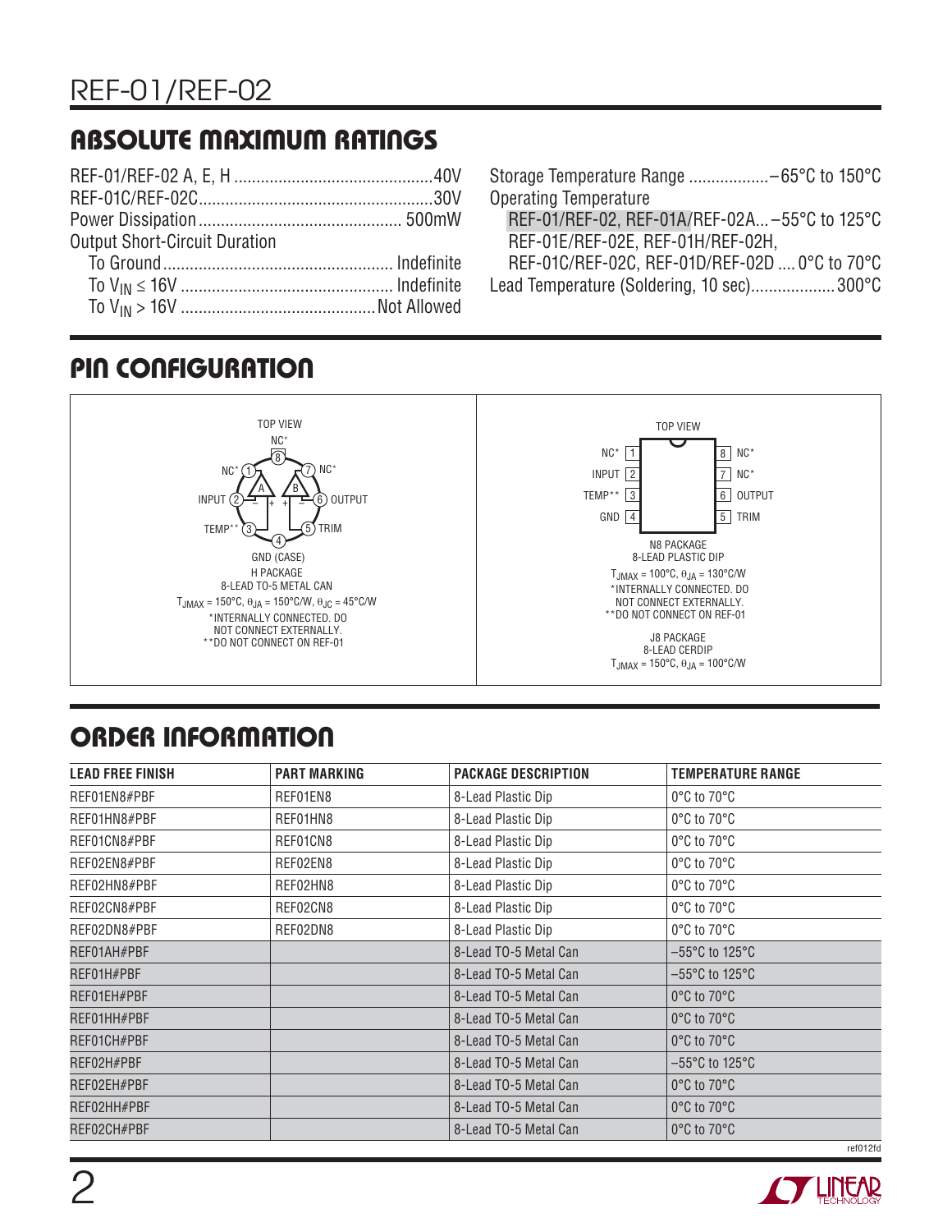## ABSOLUTE MAXIMUM RATINGS

REF-01/REF-02 A, E, H ............................................40V
REF-01C/REF-02C....................................................30V
Power Dissipation ............................................. 500mW
Output Short-Circuit Duration
  To Ground .................................................. Indefinite
  To $V_{IN} \leq 16V$ ............................................... Indefinite
  To $V_{IN} > 16V$ ...........................................Not Allowed

Storage Temperature Range ..................–65°C to 150°C
Operating Temperature
  REF-01/REF-02, REF-01A/REF-02A...–55°C to 125°C
  REF-01E/REF-02E, REF-01H/REF-02H,
  REF-01C/REF-02C, REF-01D/REF-02D .... 0°C to 70°C
Lead Temperature (Soldering, 10 sec)...................300°C

## PIN CONFIGURATION

TOP VIEW

NC* 8, NC* 1, NC* 7, INPUT 2, OUTPUT 6, TEMP** 3, TRIM 5, 4 GND (CASE)

H PACKAGE
8-LEAD TO-5 METAL CAN

$T_{JMAX} = 150°C$, $\theta_{JA} = 150°C/W$, $\theta_{JC} = 45°C/W$

*INTERNALLY CONNECTED. DO NOT CONNECT EXTERNALLY.
**DO NOT CONNECT ON REF-01

TOP VIEW

| Pin | Name | Pin | Name |
|---|---|---|---|
| 1 | NC* | 8 | NC* |
| 2 | INPUT | 7 | NC* |
| 3 | TEMP** | 6 | OUTPUT |
| 4 | GND | 5 | TRIM |

N8 PACKAGE
8-LEAD PLASTIC DIP

$T_{JMAX} = 100°C$, $\theta_{JA} = 130°C/W$

*INTERNALLY CONNECTED. DO NOT CONNECT EXTERNALLY.
**DO NOT CONNECT ON REF-01

J8 PACKAGE
8-LEAD CERDIP

$T_{JMAX} = 150°C$, $\theta_{JA} = 100°C/W$

## ORDER INFORMATION

| LEAD FREE FINISH | PART MARKING | PACKAGE DESCRIPTION | TEMPERATURE RANGE |
|---|---|---|---|
| REF01EN8#PBF | REF01EN8 | 8-Lead Plastic Dip | 0°C to 70°C |
| REF01HN8#PBF | REF01HN8 | 8-Lead Plastic Dip | 0°C to 70°C |
| REF01CN8#PBF | REF01CN8 | 8-Lead Plastic Dip | 0°C to 70°C |
| REF02EN8#PBF | REF02EN8 | 8-Lead Plastic Dip | 0°C to 70°C |
| REF02HN8#PBF | REF02HN8 | 8-Lead Plastic Dip | 0°C to 70°C |
| REF02CN8#PBF | REF02CN8 | 8-Lead Plastic Dip | 0°C to 70°C |
| REF02DN8#PBF | REF02DN8 | 8-Lead Plastic Dip | 0°C to 70°C |
| REF01AH#PBF | | 8-Lead TO-5 Metal Can | –55°C to 125°C |
| REF01H#PBF | | 8-Lead TO-5 Metal Can | –55°C to 125°C |
| REF01EH#PBF | | 8-Lead TO-5 Metal Can | 0°C to 70°C |
| REF01HH#PBF | | 8-Lead TO-5 Metal Can | 0°C to 70°C |
| REF01CH#PBF | | 8-Lead TO-5 Metal Can | 0°C to 70°C |
| REF02H#PBF | | 8-Lead TO-5 Metal Can | –55°C to 125°C |
| REF02EH#PBF | | 8-Lead TO-5 Metal Can | 0°C to 70°C |
| REF02HH#PBF | | 8-Lead TO-5 Metal Can | 0°C to 70°C |
| REF02CH#PBF | | 8-Lead TO-5 Metal Can | 0°C to 70°C |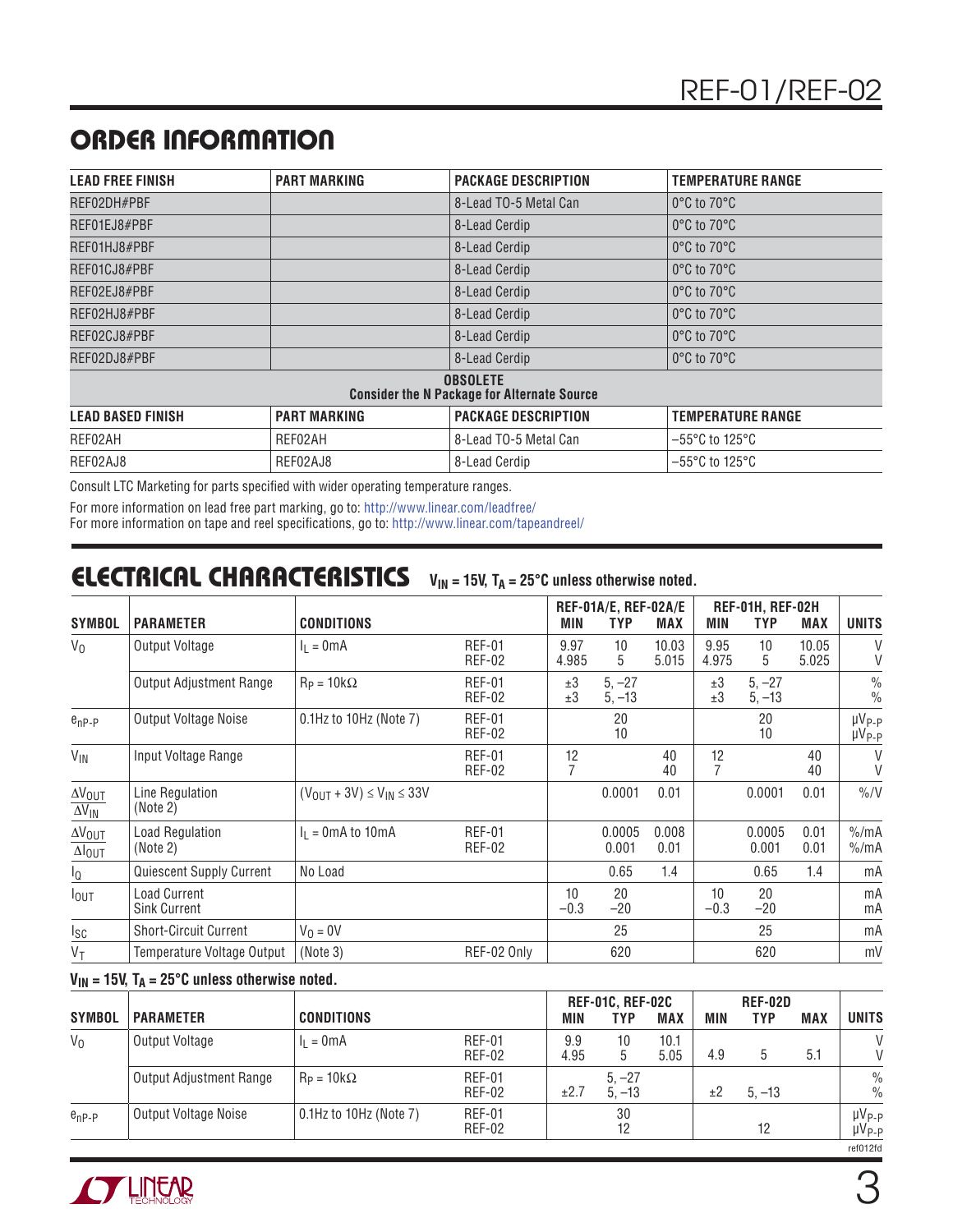## ORDER INFORMATION

| LEAD FREE FINISH | PART MARKING | PACKAGE DESCRIPTION | TEMPERATURE RANGE |
|---|---|---|---|
| REF02DH#PBF | | 8-Lead TO-5 Metal Can | 0°C to 70°C |
| REF01EJ8#PBF | | 8-Lead Cerdip | 0°C to 70°C |
| REF01HJ8#PBF | | 8-Lead Cerdip | 0°C to 70°C |
| REF01CJ8#PBF | | 8-Lead Cerdip | 0°C to 70°C |
| REF02EJ8#PBF | | 8-Lead Cerdip | 0°C to 70°C |
| REF02HJ8#PBF | | 8-Lead Cerdip | 0°C to 70°C |
| REF02CJ8#PBF | | 8-Lead Cerdip | 0°C to 70°C |
| REF02DJ8#PBF | | 8-Lead Cerdip | 0°C to 70°C |
| **OBSOLETE** **Consider the N Package for Alternate Source** | | | |
| **LEAD BASED FINISH** | **PART MARKING** | **PACKAGE DESCRIPTION** | **TEMPERATURE RANGE** |
| REF02AH | REF02AH | 8-Lead TO-5 Metal Can | –55°C to 125°C |
| REF02AJ8 | REF02AJ8 | 8-Lead Cerdip | –55°C to 125°C |

Consult LTC Marketing for parts specified with wider operating temperature ranges.

For more information on lead free part marking, go to: http://www.linear.com/leadfree/

For more information on tape and reel specifications, go to: http://www.linear.com/tapeandreel/

## ELECTRICAL CHARACTERISTICS

**$V_{IN}$ = 15V, $T_A$ = 25°C unless otherwise noted.**

| SYMBOL | PARAMETER | CONDITIONS | | REF-01A/E, REF-02A/E MIN | TYP | MAX | REF-01H, REF-02H MIN | TYP | MAX | UNITS |
|---|---|---|---|---|---|---|---|---|---|---|
| $V_O$ | Output Voltage | $I_L$ = 0mA | REF-01<br>REF-02 | 9.97<br>4.985 | 10<br>5 | 10.03<br>5.015 | 9.95<br>4.975 | 10<br>5 | 10.05<br>5.025 | V<br>V |
| | Output Adjustment Range | $R_P$ = 10kΩ | REF-01<br>REF-02 | ±3<br>±3 | 5, –27<br>5, –13 | | ±3<br>±3 | 5, –27<br>5, –13 | | %<br>% |
| $e_{nP-P}$ | Output Voltage Noise | 0.1Hz to 10Hz (Note 7) | REF-01<br>REF-02 | | 20<br>10 | | | 20<br>10 | | µV$_{P-P}$<br>µV$_{P-P}$ |
| $V_{IN}$ | Input Voltage Range | | REF-01<br>REF-02 | 12<br>7 | | 40<br>40 | 12<br>7 | | 40<br>40 | V<br>V |
| $\frac{\Delta V_{OUT}}{\Delta V_{IN}}$ | Line Regulation (Note 2) | $(V_{OUT} + 3V) \le V_{IN} \le 33V$ | | | 0.0001 | 0.01 | | 0.0001 | 0.01 | %/V |
| $\frac{\Delta V_{OUT}}{\Delta I_{OUT}}$ | Load Regulation (Note 2) | $I_L$ = 0mA to 10mA | REF-01<br>REF-02 | | 0.0005<br>0.001 | 0.008<br>0.01 | | 0.0005<br>0.001 | 0.01<br>0.01 | %/mA<br>%/mA |
| $I_Q$ | Quiescent Supply Current | No Load | | | 0.65 | 1.4 | | 0.65 | 1.4 | mA |
| $I_{OUT}$ | Load Current<br>Sink Current | | | 10<br>–0.3 | 20<br>–20 | | 10<br>–0.3 | 20<br>–20 | | mA<br>mA |
| $I_{SC}$ | Short-Circuit Current | $V_O$ = 0V | | | 25 | | | 25 | | mA |
| $V_T$ | Temperature Voltage Output | (Note 3) | REF-02 Only | | 620 | | | 620 | | mV |

**$V_{IN}$ = 15V, $T_A$ = 25°C unless otherwise noted.**

| SYMBOL | PARAMETER | CONDITIONS | | REF-01C, REF-02C MIN | TYP | MAX | REF-02D MIN | TYP | MAX | UNITS |
|---|---|---|---|---|---|---|---|---|---|---|
| $V_O$ | Output Voltage | $I_L$ = 0mA | REF-01<br>REF-02 | 9.9<br>4.95 | 10<br>5 | 10.1<br>5.05 | 4.9 | 5 | 5.1 | V<br>V |
| | Output Adjustment Range | $R_P$ = 10kΩ | REF-01<br>REF-02 | ±2.7 | 5, –27<br>5, –13 | | ±2 | 5, –13 | | %<br>% |
| $e_{nP-P}$ | Output Voltage Noise | 0.1Hz to 10Hz (Note 7) | REF-01<br>REF-02 | | 30<br>12 | | | 12 | | µV$_{P-P}$<br>µV$_{P-P}$ |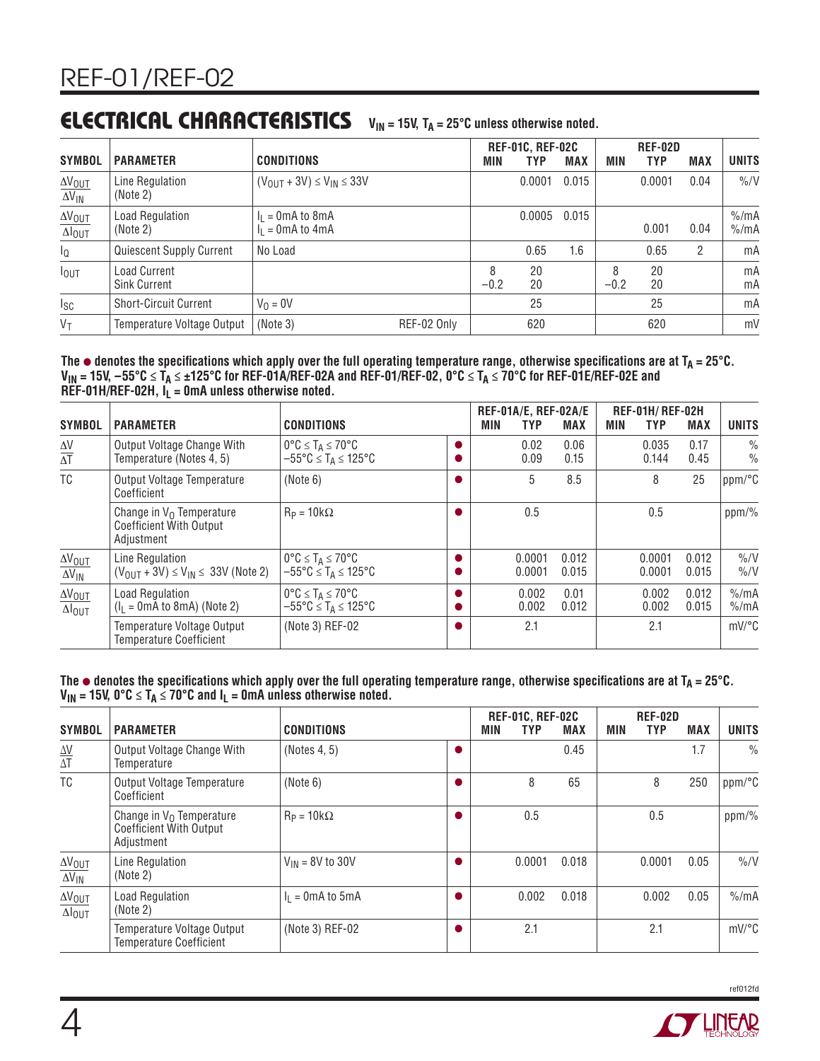## ELECTRICAL CHARACTERISTICS

$V_{IN}$ = 15V, $T_A$ = 25°C unless otherwise noted.

| SYMBOL | PARAMETER | CONDITIONS | | REF-01C, REF-02C MIN | TYP | MAX | REF-02D MIN | TYP | MAX | UNITS |
|---|---|---|---|---|---|---|---|---|---|---|
| $\frac{\Delta V_{OUT}}{\Delta V_{IN}}$ | Line Regulation (Note 2) | $(V_{OUT} + 3V) \le V_{IN} \le 33V$ | | | 0.0001 | 0.015 | | 0.0001 | 0.04 | %/V |
| $\frac{\Delta V_{OUT}}{\Delta I_{OUT}}$ | Load Regulation (Note 2) | $I_L$ = 0mA to 8mA<br>$I_L$ = 0mA to 4mA | | | 0.0005 | 0.015 | | <br>0.001 | <br>0.04 | %/mA<br>%/mA |
| $I_Q$ | Quiescent Supply Current | No Load | | | 0.65 | 1.6 | | 0.65 | 2 | mA |
| $I_{OUT}$ | Load Current<br>Sink Current | | | 8<br>−0.2 | 20<br>20 | | 8<br>−0.2 | 20<br>20 | | mA<br>mA |
| $I_{SC}$ | Short-Circuit Current | $V_O$ = 0V | | | 25 | | | 25 | | mA |
| $V_T$ | Temperature Voltage Output | (Note 3) | REF-02 Only | | 620 | | | 620 | | mV |

**The ● denotes the specifications which apply over the full operating temperature range, otherwise specifications are at $T_A$ = 25°C. $V_{IN}$ = 15V, −55°C ≤ $T_A$ ≤ ±125°C for REF-01A/REF-02A and REF-01/REF-02, 0°C ≤ $T_A$ ≤ 70°C for REF-01E/REF-02E and REF-01H/REF-02H, $I_L$ = 0mA unless otherwise noted.**

| SYMBOL | PARAMETER | CONDITIONS | | REF-01A/E, REF-02A/E MIN | TYP | MAX | REF-01H/ REF-02H MIN | TYP | MAX | UNITS |
|---|---|---|---|---|---|---|---|---|---|---|
| $\frac{\Delta V}{\Delta T}$ | Output Voltage Change With Temperature (Notes 4, 5) | 0°C ≤ $T_A$ ≤ 70°C<br>−55°C ≤ $T_A$ ≤ 125°C | ●<br>● | | 0.02<br>0.09 | 0.06<br>0.15 | | 0.035<br>0.144 | 0.17<br>0.45 | %<br>% |
| TC | Output Voltage Temperature Coefficient | (Note 6) | ● | | 5 | 8.5 | | 8 | 25 | ppm/°C |
| | Change in $V_O$ Temperature Coefficient With Output Adjustment | $R_P$ = 10kΩ | ● | | 0.5 | | | 0.5 | | ppm/% |
| $\frac{\Delta V_{OUT}}{\Delta V_{IN}}$ | Line Regulation $(V_{OUT} + 3V) \le V_{IN} \le 33V$ (Note 2) | 0°C ≤ $T_A$ ≤ 70°C<br>−55°C ≤ $T_A$ ≤ 125°C | ●<br>● | | 0.0001<br>0.0001 | 0.012<br>0.015 | | 0.0001<br>0.0001 | 0.012<br>0.015 | %/V<br>%/V |
| $\frac{\Delta V_{OUT}}{\Delta I_{OUT}}$ | Load Regulation ($I_L$ = 0mA to 8mA) (Note 2) | 0°C ≤ $T_A$ ≤ 70°C<br>−55°C ≤ $T_A$ ≤ 125°C | ●<br>● | | 0.002<br>0.002 | 0.01<br>0.012 | | 0.002<br>0.002 | 0.012<br>0.015 | %/mA<br>%/mA |
| | Temperature Voltage Output Temperature Coefficient | (Note 3) REF-02 | ● | | 2.1 | | | 2.1 | | mV/°C |

**The ● denotes the specifications which apply over the full operating temperature range, otherwise specifications are at $T_A$ = 25°C. $V_{IN}$ = 15V, 0°C ≤ $T_A$ ≤ 70°C and $I_L$ = 0mA unless otherwise noted.**

| SYMBOL | PARAMETER | CONDITIONS | | REF-01C, REF-02C MIN | TYP | MAX | REF-02D MIN | TYP | MAX | UNITS |
|---|---|---|---|---|---|---|---|---|---|---|
| $\frac{\Delta V}{\Delta T}$ | Output Voltage Change With Temperature | (Notes 4, 5) | ● | | | 0.45 | | | 1.7 | % |
| TC | Output Voltage Temperature Coefficient | (Note 6) | ● | | 8 | 65 | | 8 | 250 | ppm/°C |
| | Change in $V_O$ Temperature Coefficient With Output Adjustment | $R_P$ = 10kΩ | ● | | 0.5 | | | 0.5 | | ppm/% |
| $\frac{\Delta V_{OUT}}{\Delta V_{IN}}$ | Line Regulation (Note 2) | $V_{IN}$ = 8V to 30V | ● | | 0.0001 | 0.018 | | 0.0001 | 0.05 | %/V |
| $\frac{\Delta V_{OUT}}{\Delta I_{OUT}}$ | Load Regulation (Note 2) | $I_L$ = 0mA to 5mA | ● | | 0.002 | 0.018 | | 0.002 | 0.05 | %/mA |
| | Temperature Voltage Output Temperature Coefficient | (Note 3) REF-02 | ● | | 2.1 | | | 2.1 | | mV/°C |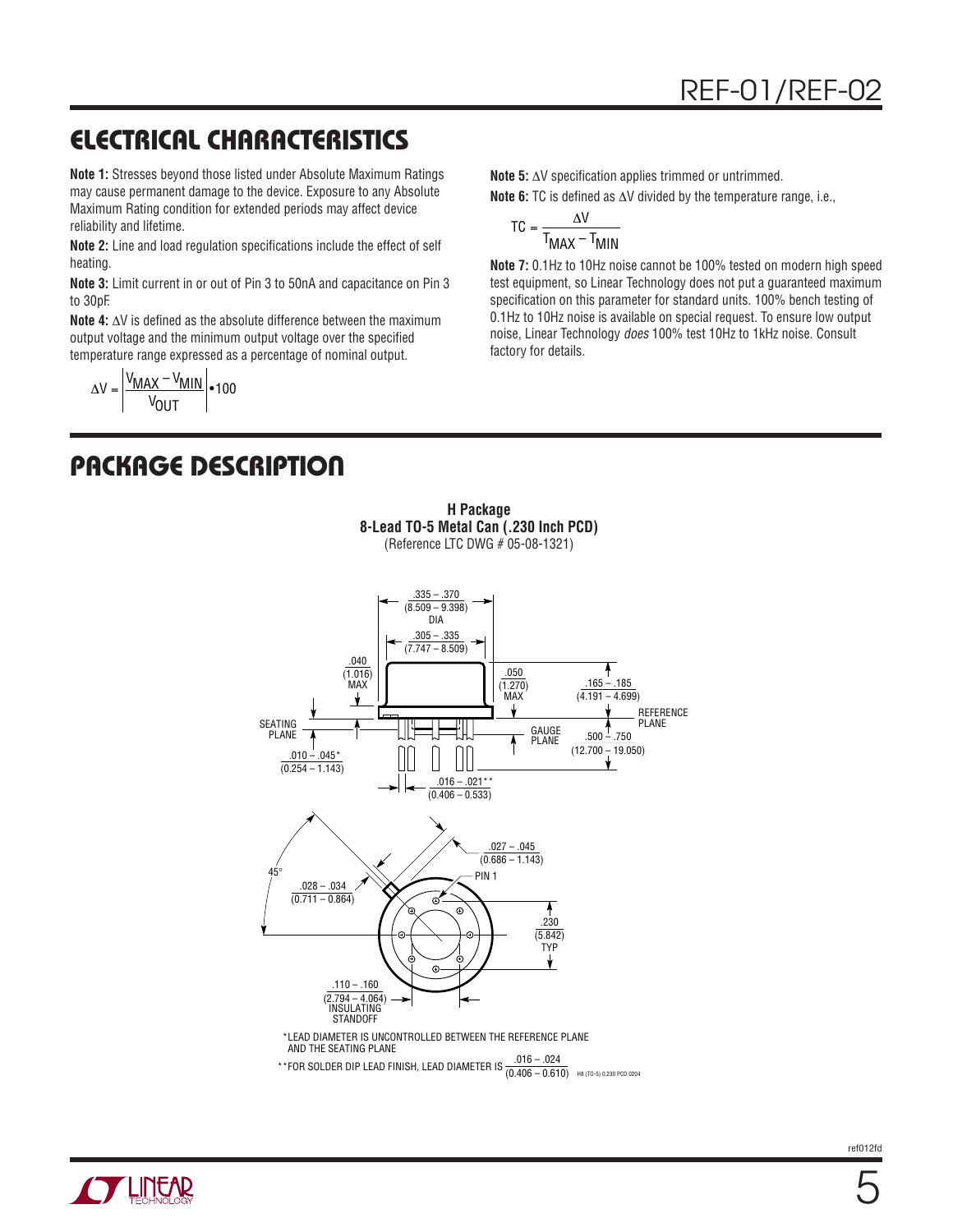## ELECTRICAL CHARACTERISTICS

**Note 1:** Stresses beyond those listed under Absolute Maximum Ratings may cause permanent damage to the device. Exposure to any Absolute Maximum Rating condition for extended periods may affect device reliability and lifetime.

**Note 2:** Line and load regulation specifications include the effect of self heating.

**Note 3:** Limit current in or out of Pin 3 to 50nA and capacitance on Pin 3 to 30pF.

**Note 4:** ΔV is defined as the absolute difference between the maximum output voltage and the minimum output voltage over the specified temperature range expressed as a percentage of nominal output.

$$\Delta V = \left| \frac{V_{MAX} - V_{MIN}}{V_{OUT}} \right| \cdot 100$$

**Note 5:** ΔV specification applies trimmed or untrimmed.

**Note 6:** TC is defined as ΔV divided by the temperature range, i.e.,

$$TC = \frac{\Delta V}{T_{MAX} - T_{MIN}}$$

**Note 7:** 0.1Hz to 10Hz noise cannot be 100% tested on modern high speed test equipment, so Linear Technology does not put a guaranteed maximum specification on this parameter for standard units. 100% bench testing of 0.1Hz to 10Hz noise is available on special request. To ensure low output noise, Linear Technology *does* 100% test 10Hz to 1kHz noise. Consult factory for details.

## PACKAGE DESCRIPTION

**H Package**
**8-Lead TO-5 Metal Can (.230 Inch PCD)**
(Reference LTC DWG # 05-08-1321)

.335 – .370 (8.509 – 9.398) DIA

.305 – .335 (7.747 – 8.509)

.040 (1.016) MAX

.050 (1.270) MAX

.165 – .185 (4.191 – 4.699)

REFERENCE PLANE

SEATING PLANE

GAUGE PLANE

.500 – .750 (12.700 – 19.050)

.010 – .045* (0.254 – 1.143)

.016 – .021** (0.406 – 0.533)

.027 – .045 (0.686 – 1.143)

45°

PIN 1

.028 – .034 (0.711 – 0.864)

.230 (5.842) TYP

.110 – .160 (2.794 – 4.064) INSULATING STANDOFF

*LEAD DIAMETER IS UNCONTROLLED BETWEEN THE REFERENCE PLANE AND THE SEATING PLANE

**FOR SOLDER DIP LEAD FINISH, LEAD DIAMETER IS $\frac{.016 - .024}{(0.406 - 0.610)}$

H8 (TO-5) 0.230 PCD 0204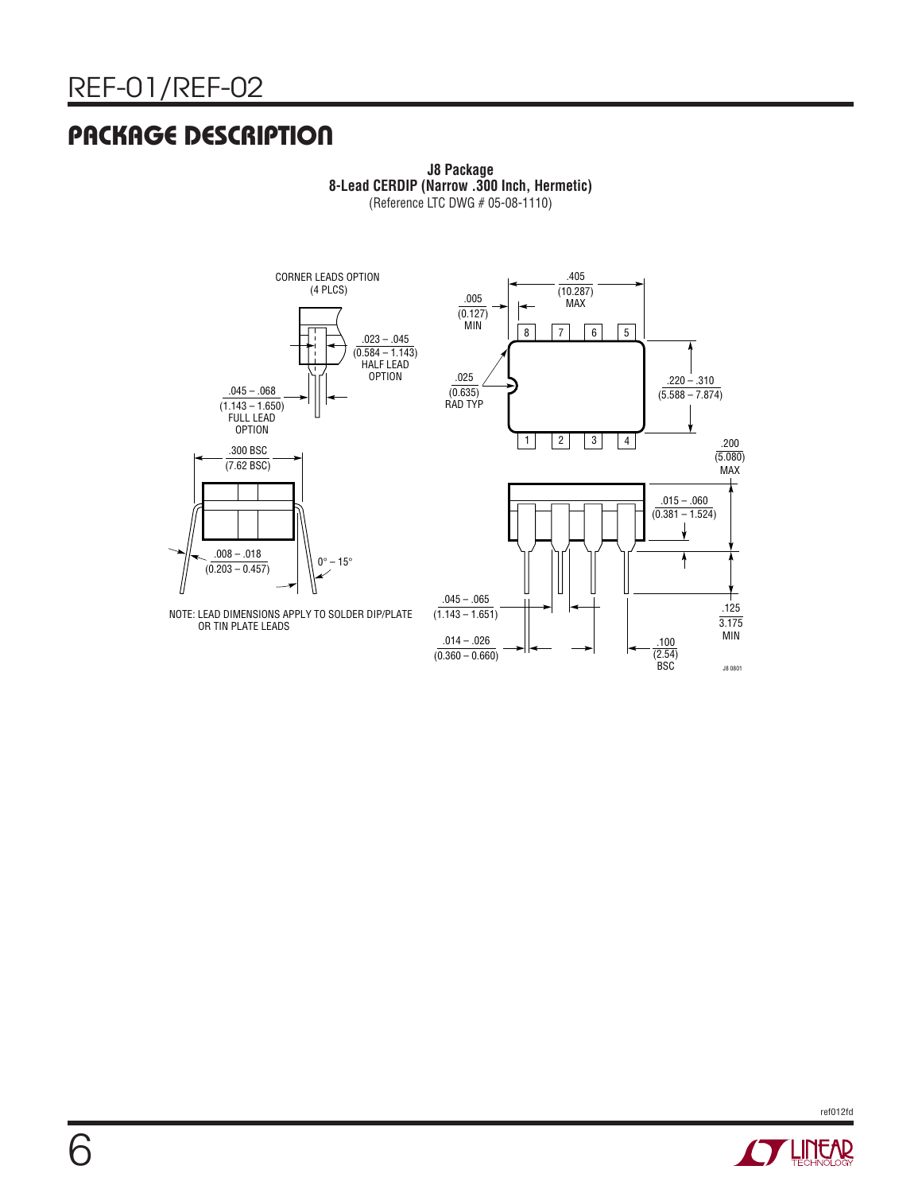## PACKAGE DESCRIPTION

**J8 Package**
**8-Lead CERDIP (Narrow .300 Inch, Hermetic)**
(Reference LTC DWG # 05-08-1110)

CORNER LEADS OPTION (4 PLCS)

.023 – .045 (0.584 – 1.143) HALF LEAD OPTION

.045 – .068 (1.143 – 1.650) FULL LEAD OPTION

.300 BSC (7.62 BSC)

.008 – .018 (0.203 – 0.457)

0° – 15°

NOTE: LEAD DIMENSIONS APPLY TO SOLDER DIP/PLATE OR TIN PLATE LEADS

.005 (0.127) MIN

.405 (10.287) MAX

.025 (0.635) RAD TYP

.220 – .310 (5.588 – 7.874)

.200 (5.080) MAX

.015 – .060 (0.381 – 1.524)

.045 – .065 (1.143 – 1.651)

.014 – .026 (0.360 – 0.660)

.100 (2.54) BSC

.125 3.175 MIN

J8 0801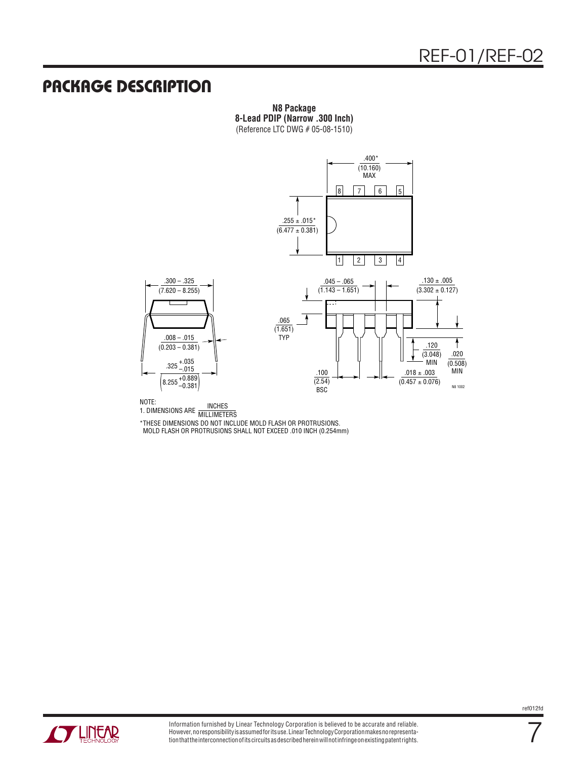## PACKAGE DESCRIPTION

**N8 Package**
**8-Lead PDIP (Narrow .300 Inch)**
(Reference LTC DWG # 05-08-1510)

.400*
(10.160)
MAX

.255 ± .015*
(6.477 ± 0.381)

.300 – .325
(7.620 – 8.255)

.008 – .015
(0.203 – 0.381)

.325 +.035/–.015
(8.255 +0.889/–0.381)

.045 – .065
(1.143 – 1.651)

.130 ± .005
(3.302 ± 0.127)

.065
(1.651)
TYP

.120
(3.048)
MIN

.020
(0.508)
MIN

.100
(2.54)
BSC

.018 ± .003
(0.457 ± 0.076)

N8 1002

NOTE:
1. DIMENSIONS ARE INCHES/MILLIMETERS

*THESE DIMENSIONS DO NOT INCLUDE MOLD FLASH OR PROTRUSIONS.
MOLD FLASH OR PROTRUSIONS SHALL NOT EXCEED .010 INCH (0.254mm)

Information furnished by Linear Technology Corporation is believed to be accurate and reliable. However, no responsibility is assumed for its use. Linear Technology Corporation makes no representation that the interconnection of its circuits as described herein will not infringe on existing patent rights.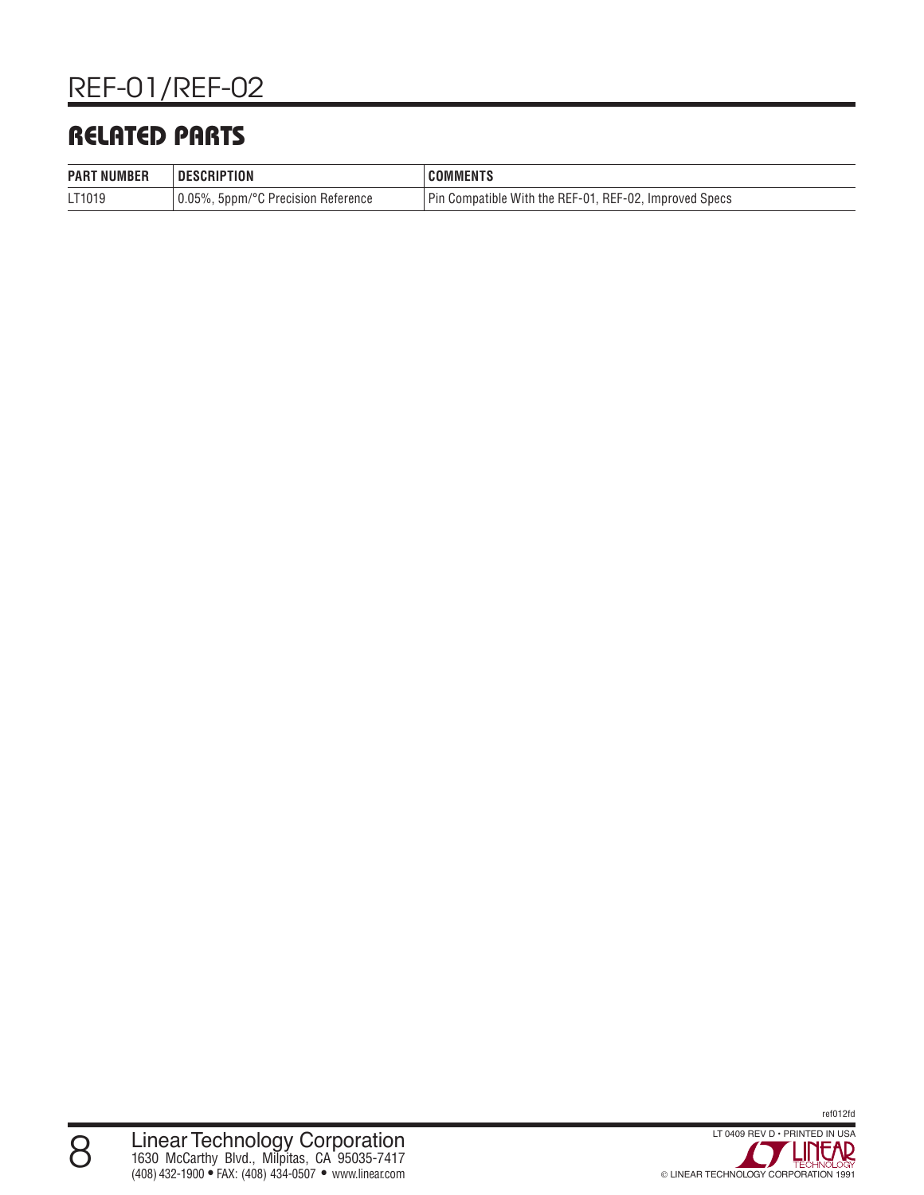## RELATED PARTS

| PART NUMBER | DESCRIPTION | COMMENTS |
|---|---|---|
| LT1019 | 0.05%, 5ppm/°C Precision Reference | Pin Compatible With the REF-01, REF-02, Improved Specs |

Linear Technology Corporation
1630 McCarthy Blvd., Milpitas, CA 95035-7417
(408) 432-1900 • FAX: (408) 434-0507 • www.linear.com

LT 0409 REV D • PRINTED IN USA
© LINEAR TECHNOLOGY CORPORATION 1991